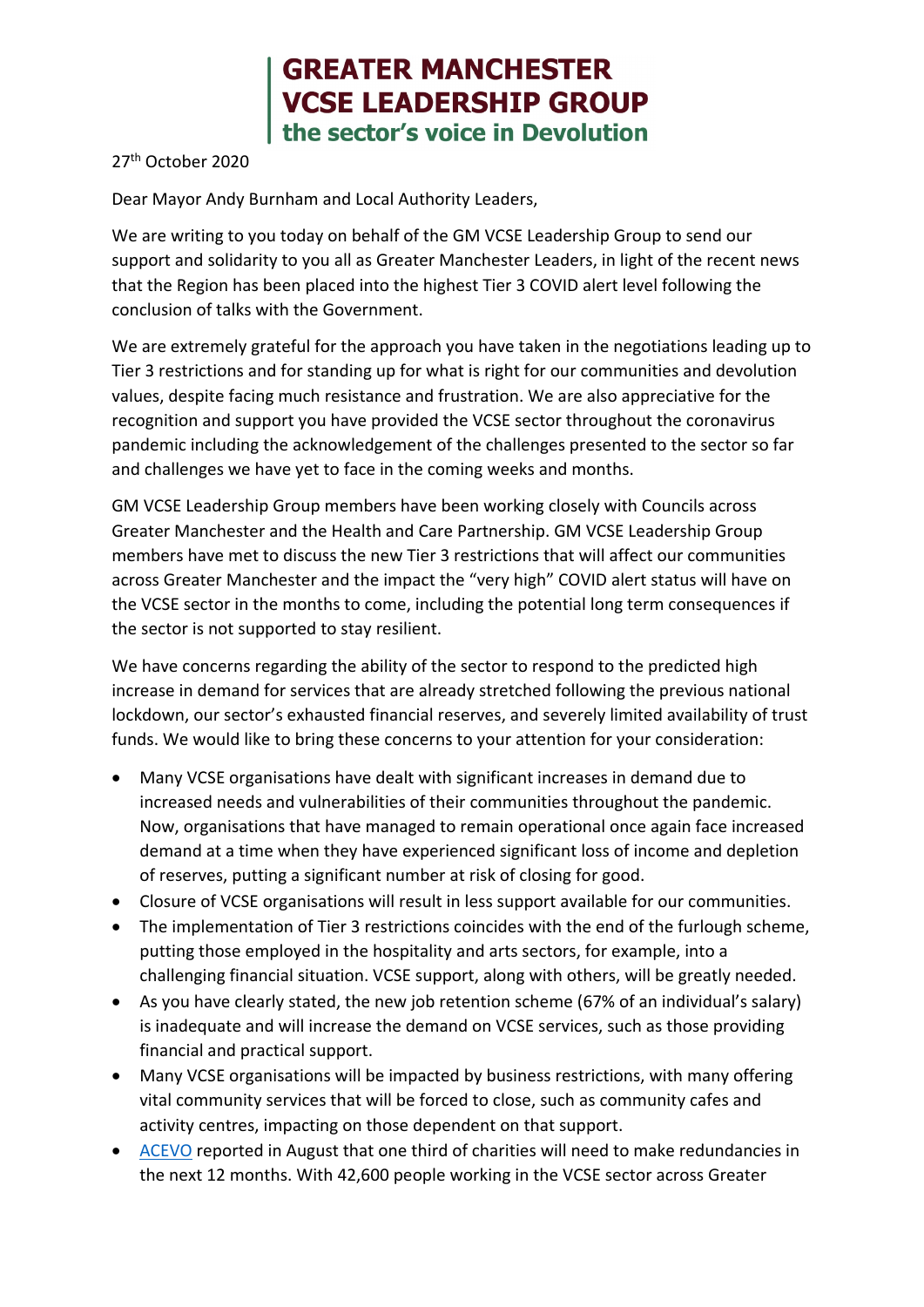# GREATER MANCHESTER VCSE LEADERSHIP GROUP

**the sector's voice in Devolution**

27th October 2020

Dear Mayor Andy Burnham and Local Authority Leaders,

We are writing to you today on behalf of the GM VCSE Leadership Group to send our support and solidarity to you all as Greater Manchester Leaders, in light of the recent news that the Region has been placed into the highest Tier 3 COVID alert level following the conclusion of talks with the Government.

We are extremely grateful for the approach you have taken in the negotiations leading up to Tier 3 restrictions and for standing up for what is right for our communities and devolution values, despite facing much resistance and frustration. We are also appreciative for the recognition and support you have provided the VCSE sector throughout the coronavirus pandemic including the acknowledgement of the challenges presented to the sector so far and challenges we have yet to face in the coming weeks and months.

GM VCSE Leadership Group members have been working closely with Councils across Greater Manchester and the Health and Care Partnership. GM VCSE Leadership Group members have met to discuss the new Tier 3 restrictions that will affect our communities across Greater Manchester and the impact the "very high" COVID alert status will have on the VCSE sector in the months to come, including the potential long term consequences if the sector is not supported to stay resilient.

We have concerns regarding the ability of the sector to respond to the predicted high increase in demand for services that are already stretched following the previous national lockdown, our sector's exhausted financial reserves, and severely limited availability of trust funds. We would like to bring these concerns to your attention for your consideration:

- Many VCSE organisations have dealt with significant increases in demand due to increased needs and vulnerabilities of their communities throughout the pandemic. Now, organisations that have managed to remain operational once again face increased demand at a time when they have experienced significant loss of income and depletion of reserves, putting a significant number at risk of closing for good.
- Closure of VCSE organisations will result in less support available for our communities.
- The implementation of Tier 3 restrictions coincides with the end of the furlough scheme, putting those employed in the hospitality and arts sectors, for example, into a challenging financial situation. VCSE support, along with others, will be greatly needed.
- As you have clearly stated, the new job retention scheme (67% of an individual's salary) is inadequate and will increase the demand on VCSE services, such as those providing financial and practical support.
- Many VCSE organisations will be impacted by business restrictions, with many offering vital community services that will be forced to close, such as community cafes and activity centres, impacting on those dependent on that support.
- ACEVO reported in August that one third of charities will need to make redundancies in the next 12 months. With 42,600 people working in the VCSE sector across Greater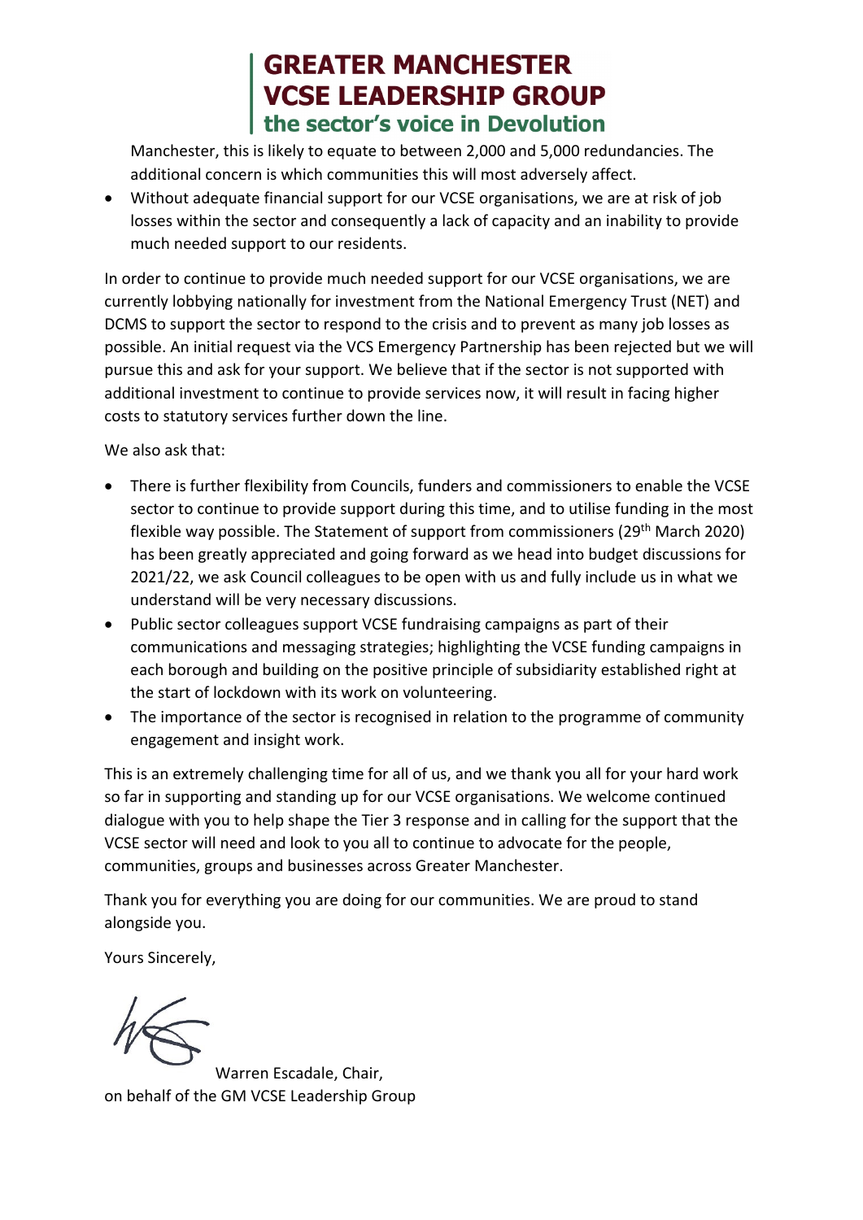Manchester, this is likely to equate to between 2,000 and 5,000 redundancies. The additional concern is which communities this will most adversely affect.

- Without adequate financial support for our VCSE organisations, we are at risk of job losses within the sector and consequently a lack of capacity and an inability to provide much needed support to our residents.

In order to continue to provide much needed support for our VCSE organisations, we are currently lobbying nationally for investment from the National Emergency Trust (NET) and DCMS to support the sector to respond to the crisis and to prevent as many job losses as possible. An initial request via the VCS Emergency Partnership has been rejected but we will pursue this and ask for your support. We believe that if the sector is not supported with additional investment to continue to provide services now, it will result in facing higher costs to statutory services further down the line.

We also ask that:

- There is further flexibility from Councils, funders and commissioners to enable the VCSE sector to continue to provide support during this time, and to utilise funding in the most flexible way possible. The Statement of support from commissioners (29th March 2020) has been greatly appreciated and going forward as we head into budget discussions for 2021/22, we ask Council colleagues to be open with us and fully include us in what we understand will be very necessary discussions.
- Public sector colleagues support VCSE fundraising campaigns as part of their communications and messaging strategies; highlighting the VCSE funding campaigns in each borough and building on the positive principle of subsidiarity established right at the start of lockdown with its work on volunteering.
- The importance of the sector is recognised in relation to the programme of community engagement and insight work.

This is an extremely challenging time for all of us, and we thank you all for your hard work so far in supporting and standing up for our VCSE organisations. We welcome continued dialogue with you to help shape the Tier 3 response and in calling for the support that the VCSE sector will need and look to you all to continue to advocate for the people, communities, groups and businesses across Greater Manchester.

Thank you for everything you are doing for our communities. We are proud to stand alongside you.

Yours Sincerely,

Warren Escadale, Chair,
on behalf of the GM VCSE Leadership Group